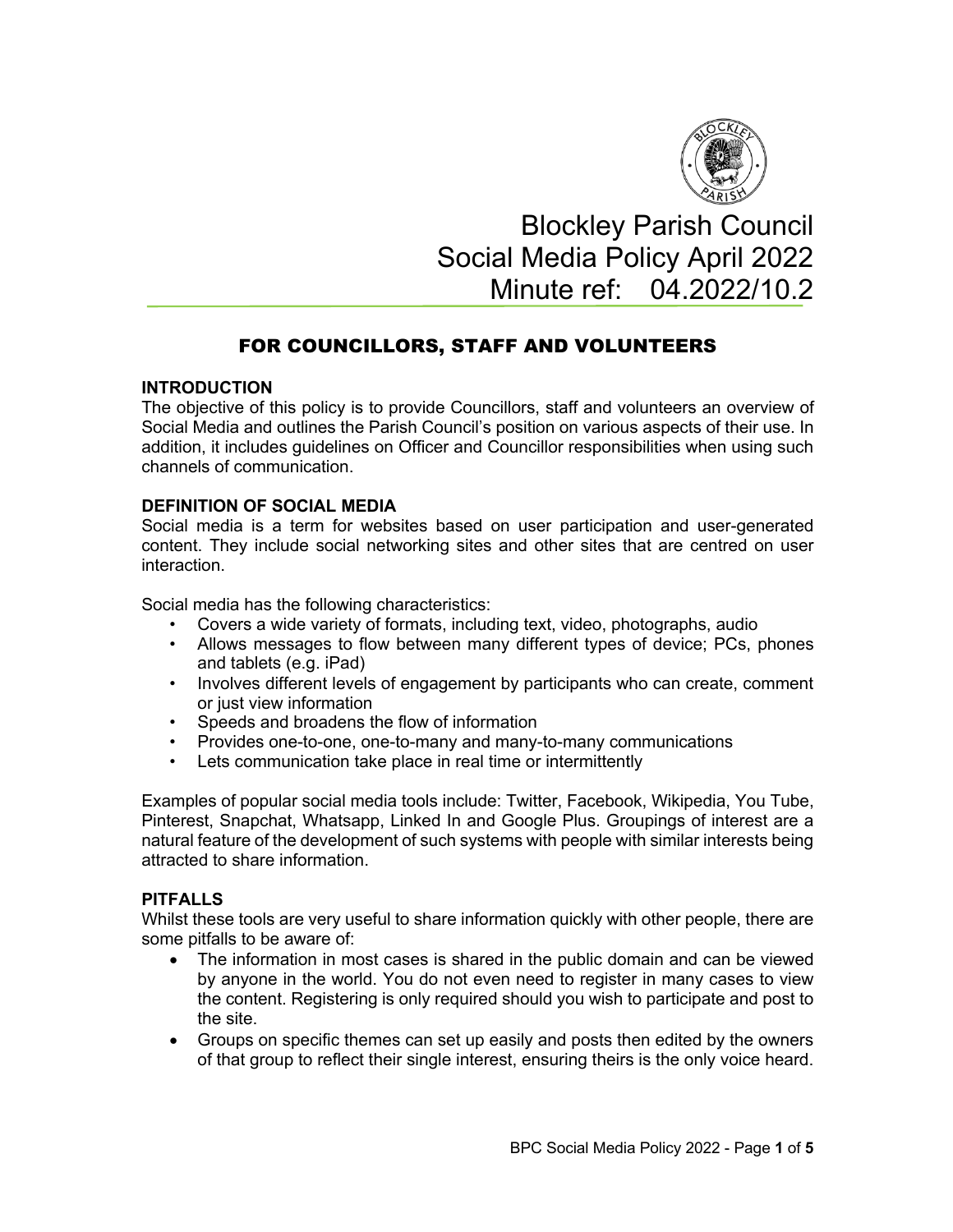# Blockley Parish Council
# Social Media Policy April 2022
# Minute ref: 04.2022/10.2

## FOR COUNCILLORS, STAFF AND VOLUNTEERS

### INTRODUCTION

The objective of this policy is to provide Councillors, staff and volunteers an overview of Social Media and outlines the Parish Council's position on various aspects of their use. In addition, it includes guidelines on Officer and Councillor responsibilities when using such channels of communication.

### DEFINITION OF SOCIAL MEDIA

Social media is a term for websites based on user participation and user-generated content. They include social networking sites and other sites that are centred on user interaction.

Social media has the following characteristics:

- Covers a wide variety of formats, including text, video, photographs, audio
- Allows messages to flow between many different types of device; PCs, phones and tablets (e.g. iPad)
- Involves different levels of engagement by participants who can create, comment or just view information
- Speeds and broadens the flow of information
- Provides one-to-one, one-to-many and many-to-many communications
- Lets communication take place in real time or intermittently

Examples of popular social media tools include: Twitter, Facebook, Wikipedia, You Tube, Pinterest, Snapchat, Whatsapp, Linked In and Google Plus. Groupings of interest are a natural feature of the development of such systems with people with similar interests being attracted to share information.

### PITFALLS

Whilst these tools are very useful to share information quickly with other people, there are some pitfalls to be aware of:

- The information in most cases is shared in the public domain and can be viewed by anyone in the world. You do not even need to register in many cases to view the content. Registering is only required should you wish to participate and post to the site.
- Groups on specific themes can set up easily and posts then edited by the owners of that group to reflect their single interest, ensuring theirs is the only voice heard.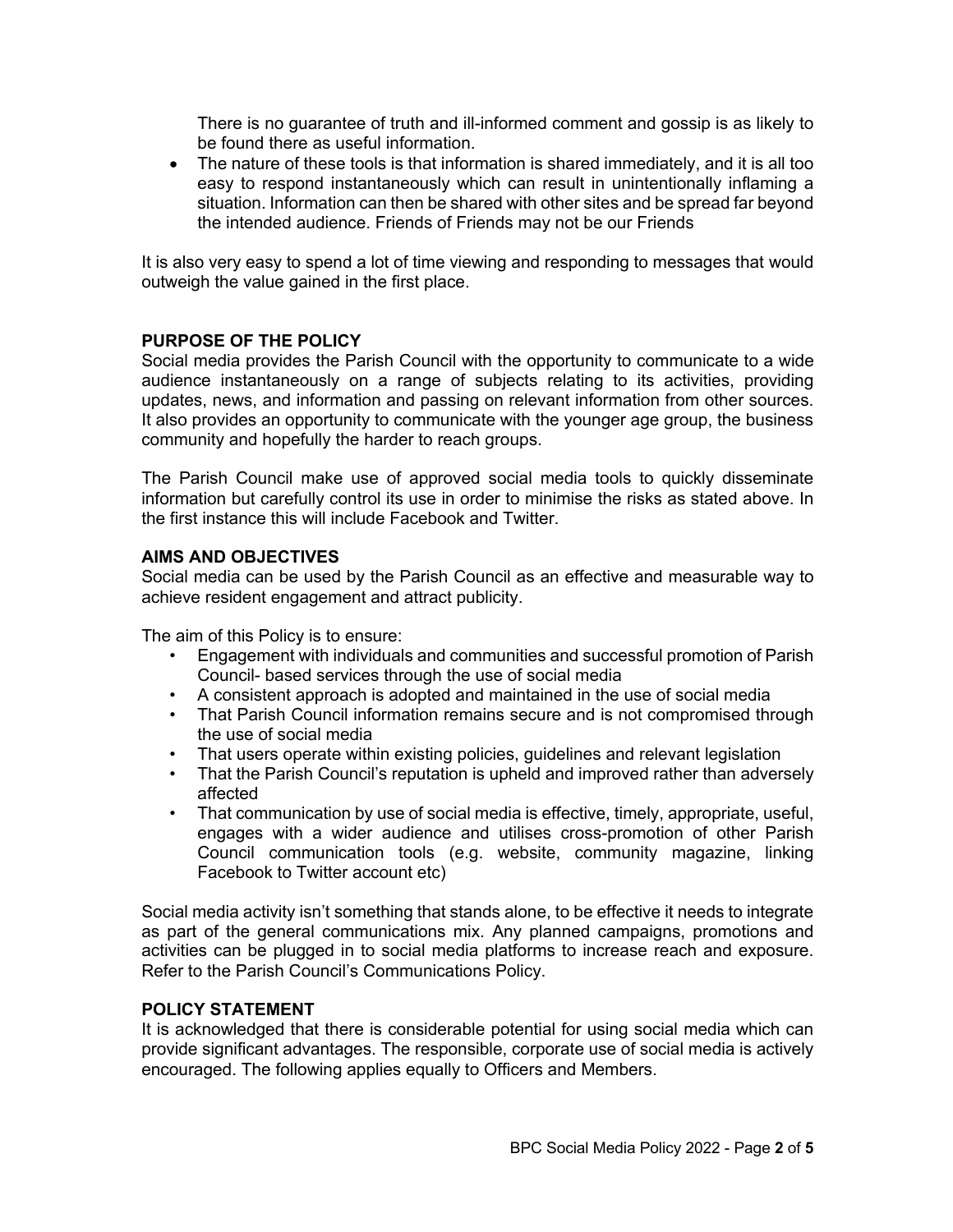There is no guarantee of truth and ill-informed comment and gossip is as likely to be found there as useful information.

- The nature of these tools is that information is shared immediately, and it is all too easy to respond instantaneously which can result in unintentionally inflaming a situation. Information can then be shared with other sites and be spread far beyond the intended audience. Friends of Friends may not be our Friends

It is also very easy to spend a lot of time viewing and responding to messages that would outweigh the value gained in the first place.

**PURPOSE OF THE POLICY**

Social media provides the Parish Council with the opportunity to communicate to a wide audience instantaneously on a range of subjects relating to its activities, providing updates, news, and information and passing on relevant information from other sources. It also provides an opportunity to communicate with the younger age group, the business community and hopefully the harder to reach groups.

The Parish Council make use of approved social media tools to quickly disseminate information but carefully control its use in order to minimise the risks as stated above. In the first instance this will include Facebook and Twitter.

**AIMS AND OBJECTIVES**

Social media can be used by the Parish Council as an effective and measurable way to achieve resident engagement and attract publicity.

The aim of this Policy is to ensure:

- Engagement with individuals and communities and successful promotion of Parish Council- based services through the use of social media
- A consistent approach is adopted and maintained in the use of social media
- That Parish Council information remains secure and is not compromised through the use of social media
- That users operate within existing policies, guidelines and relevant legislation
- That the Parish Council's reputation is upheld and improved rather than adversely affected
- That communication by use of social media is effective, timely, appropriate, useful, engages with a wider audience and utilises cross-promotion of other Parish Council communication tools (e.g. website, community magazine, linking Facebook to Twitter account etc)

Social media activity isn't something that stands alone, to be effective it needs to integrate as part of the general communications mix. Any planned campaigns, promotions and activities can be plugged in to social media platforms to increase reach and exposure. Refer to the Parish Council's Communications Policy.

**POLICY STATEMENT**

It is acknowledged that there is considerable potential for using social media which can provide significant advantages. The responsible, corporate use of social media is actively encouraged. The following applies equally to Officers and Members.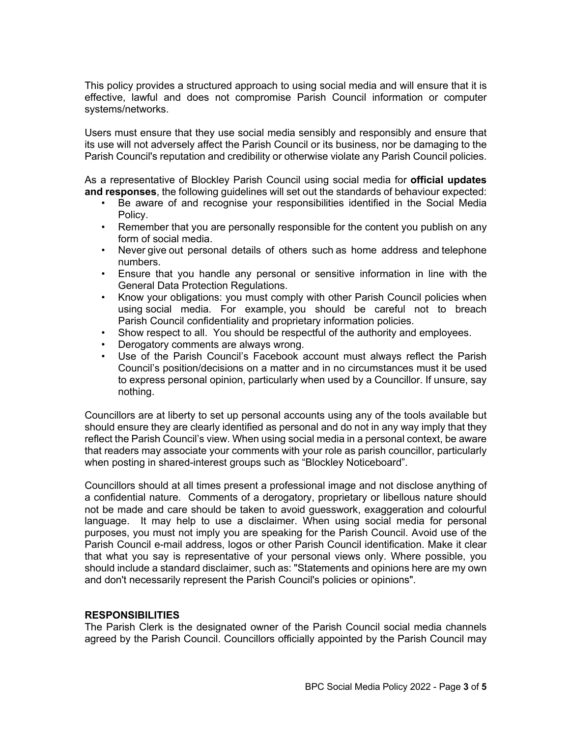This policy provides a structured approach to using social media and will ensure that it is effective, lawful and does not compromise Parish Council information or computer systems/networks.

Users must ensure that they use social media sensibly and responsibly and ensure that its use will not adversely affect the Parish Council or its business, nor be damaging to the Parish Council's reputation and credibility or otherwise violate any Parish Council policies.

As a representative of Blockley Parish Council using social media for **official updates and responses**, the following guidelines will set out the standards of behaviour expected:

- Be aware of and recognise your responsibilities identified in the Social Media Policy.
- Remember that you are personally responsible for the content you publish on any form of social media.
- Never give out personal details of others such as home address and telephone numbers.
- Ensure that you handle any personal or sensitive information in line with the General Data Protection Regulations.
- Know your obligations: you must comply with other Parish Council policies when using social media. For example, you should be careful not to breach Parish Council confidentiality and proprietary information policies.
- Show respect to all. You should be respectful of the authority and employees.
- Derogatory comments are always wrong.
- Use of the Parish Council's Facebook account must always reflect the Parish Council's position/decisions on a matter and in no circumstances must it be used to express personal opinion, particularly when used by a Councillor. If unsure, say nothing.

Councillors are at liberty to set up personal accounts using any of the tools available but should ensure they are clearly identified as personal and do not in any way imply that they reflect the Parish Council's view. When using social media in a personal context, be aware that readers may associate your comments with your role as parish councillor, particularly when posting in shared-interest groups such as "Blockley Noticeboard".

Councillors should at all times present a professional image and not disclose anything of a confidential nature. Comments of a derogatory, proprietary or libellous nature should not be made and care should be taken to avoid guesswork, exaggeration and colourful language. It may help to use a disclaimer. When using social media for personal purposes, you must not imply you are speaking for the Parish Council. Avoid use of the Parish Council e-mail address, logos or other Parish Council identification. Make it clear that what you say is representative of your personal views only. Where possible, you should include a standard disclaimer, such as: "Statements and opinions here are my own and don't necessarily represent the Parish Council's policies or opinions".

**RESPONSIBILITIES**

The Parish Clerk is the designated owner of the Parish Council social media channels agreed by the Parish Council. Councillors officially appointed by the Parish Council may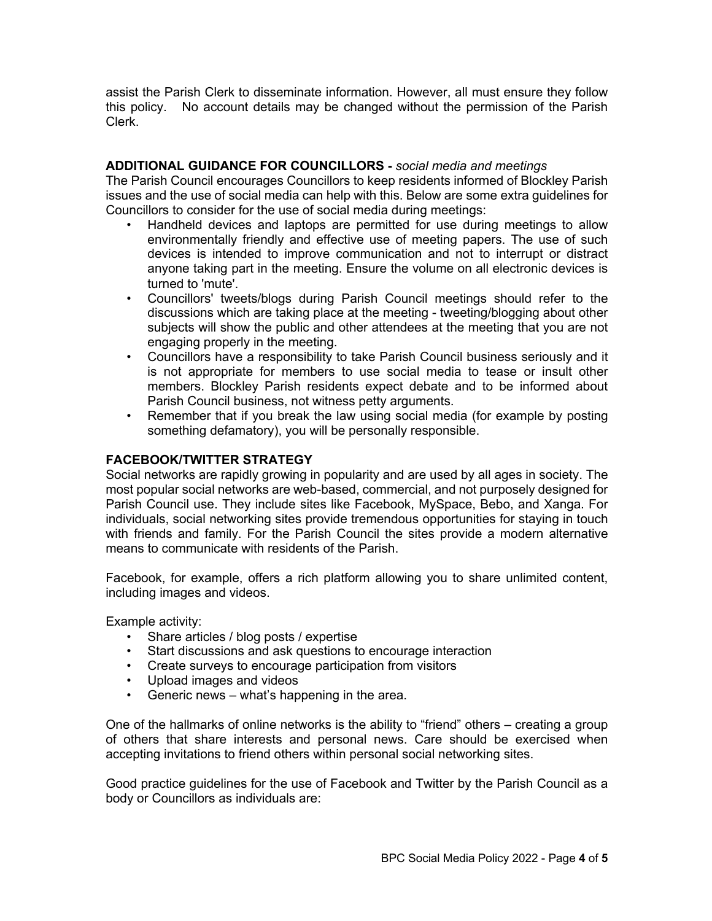assist the Parish Clerk to disseminate information. However, all must ensure they follow this policy. No account details may be changed without the permission of the Parish Clerk.

**ADDITIONAL GUIDANCE FOR COUNCILLORS -** *social media and meetings*

The Parish Council encourages Councillors to keep residents informed of Blockley Parish issues and the use of social media can help with this. Below are some extra guidelines for Councillors to consider for the use of social media during meetings:

- Handheld devices and laptops are permitted for use during meetings to allow environmentally friendly and effective use of meeting papers. The use of such devices is intended to improve communication and not to interrupt or distract anyone taking part in the meeting. Ensure the volume on all electronic devices is turned to 'mute'.
- Councillors' tweets/blogs during Parish Council meetings should refer to the discussions which are taking place at the meeting - tweeting/blogging about other subjects will show the public and other attendees at the meeting that you are not engaging properly in the meeting.
- Councillors have a responsibility to take Parish Council business seriously and it is not appropriate for members to use social media to tease or insult other members. Blockley Parish residents expect debate and to be informed about Parish Council business, not witness petty arguments.
- Remember that if you break the law using social media (for example by posting something defamatory), you will be personally responsible.

**FACEBOOK/TWITTER STRATEGY**

Social networks are rapidly growing in popularity and are used by all ages in society. The most popular social networks are web-based, commercial, and not purposely designed for Parish Council use. They include sites like Facebook, MySpace, Bebo, and Xanga. For individuals, social networking sites provide tremendous opportunities for staying in touch with friends and family. For the Parish Council the sites provide a modern alternative means to communicate with residents of the Parish.

Facebook, for example, offers a rich platform allowing you to share unlimited content, including images and videos.

Example activity:

- Share articles / blog posts / expertise
- Start discussions and ask questions to encourage interaction
- Create surveys to encourage participation from visitors
- Upload images and videos
- Generic news – what's happening in the area.

One of the hallmarks of online networks is the ability to "friend" others – creating a group of others that share interests and personal news. Care should be exercised when accepting invitations to friend others within personal social networking sites.

Good practice guidelines for the use of Facebook and Twitter by the Parish Council as a body or Councillors as individuals are: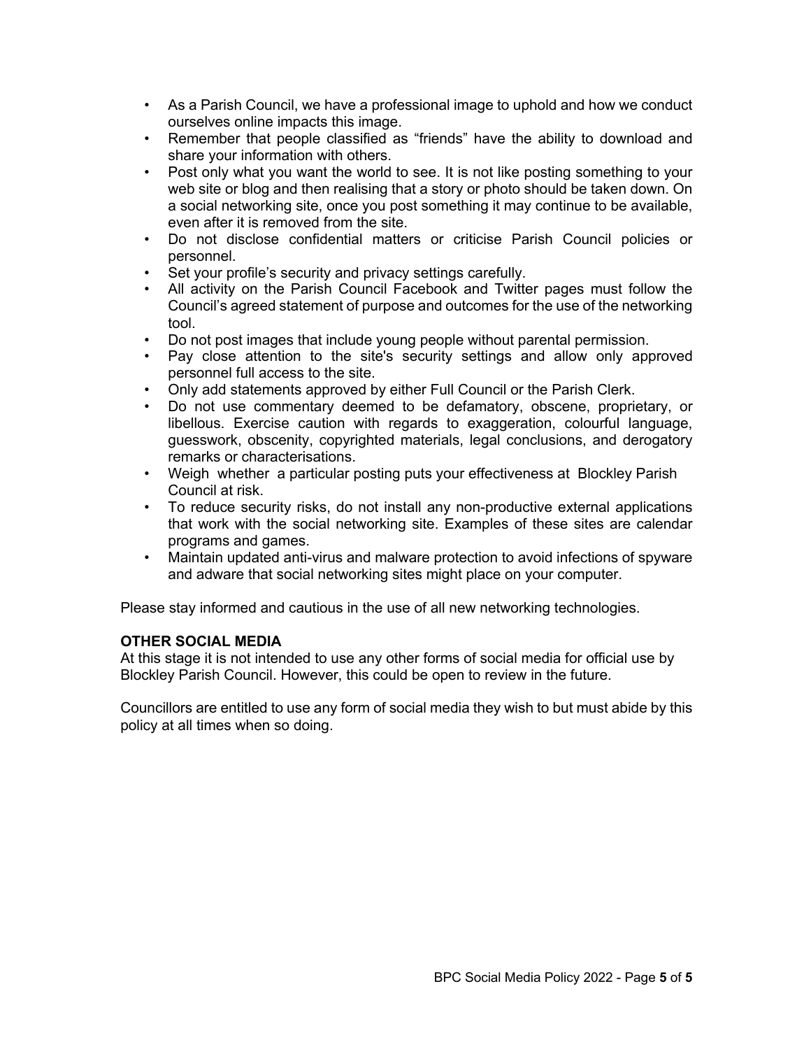- As a Parish Council, we have a professional image to uphold and how we conduct ourselves online impacts this image.
- Remember that people classified as "friends" have the ability to download and share your information with others.
- Post only what you want the world to see. It is not like posting something to your web site or blog and then realising that a story or photo should be taken down. On a social networking site, once you post something it may continue to be available, even after it is removed from the site.
- Do not disclose confidential matters or criticise Parish Council policies or personnel.
- Set your profile's security and privacy settings carefully.
- All activity on the Parish Council Facebook and Twitter pages must follow the Council's agreed statement of purpose and outcomes for the use of the networking tool.
- Do not post images that include young people without parental permission.
- Pay close attention to the site's security settings and allow only approved personnel full access to the site.
- Only add statements approved by either Full Council or the Parish Clerk.
- Do not use commentary deemed to be defamatory, obscene, proprietary, or libellous. Exercise caution with regards to exaggeration, colourful language, guesswork, obscenity, copyrighted materials, legal conclusions, and derogatory remarks or characterisations.
- Weigh whether a particular posting puts your effectiveness at Blockley Parish Council at risk.
- To reduce security risks, do not install any non-productive external applications that work with the social networking site. Examples of these sites are calendar programs and games.
- Maintain updated anti-virus and malware protection to avoid infections of spyware and adware that social networking sites might place on your computer.

Please stay informed and cautious in the use of all new networking technologies.

**OTHER SOCIAL MEDIA**

At this stage it is not intended to use any other forms of social media for official use by Blockley Parish Council. However, this could be open to review in the future.

Councillors are entitled to use any form of social media they wish to but must abide by this policy at all times when so doing.